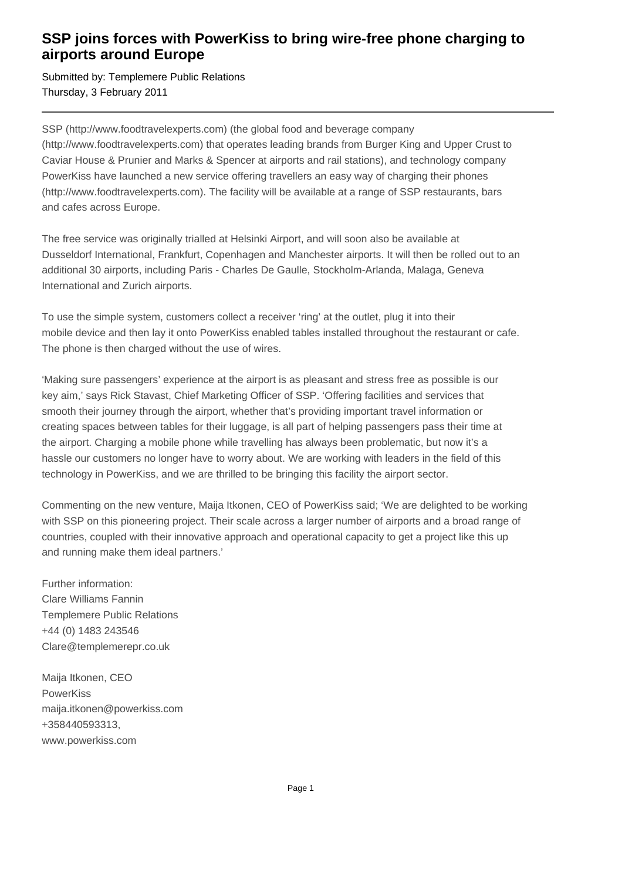# SSP joins forces with PowerKiss to bring wire-free phone charging to airports around Europe

Submitted by: Templemere Public Relations
Thursday, 3 February 2011

---

SSP (http://www.foodtravelexperts.com) (the global food and beverage company (http://www.foodtravelexperts.com) that operates leading brands from Burger King and Upper Crust to Caviar House & Prunier and Marks & Spencer at airports and rail stations), and technology company PowerKiss have launched a new service offering travellers an easy way of charging their phones (http://www.foodtravelexperts.com). The facility will be available at a range of SSP restaurants, bars and cafes across Europe.

The free service was originally trialled at Helsinki Airport, and will soon also be available at Dusseldorf International, Frankfurt, Copenhagen and Manchester airports. It will then be rolled out to an additional 30 airports, including Paris - Charles De Gaulle, Stockholm-Arlanda, Malaga, Geneva International and Zurich airports.

To use the simple system, customers collect a receiver 'ring' at the outlet, plug it into their mobile device and then lay it onto PowerKiss enabled tables installed throughout the restaurant or cafe. The phone is then charged without the use of wires.

'Making sure passengers' experience at the airport is as pleasant and stress free as possible is our key aim,' says Rick Stavast, Chief Marketing Officer of SSP. 'Offering facilities and services that smooth their journey through the airport, whether that's providing important travel information or creating spaces between tables for their luggage, is all part of helping passengers pass their time at the airport. Charging a mobile phone while travelling has always been problematic, but now it's a hassle our customers no longer have to worry about. We are working with leaders in the field of this technology in PowerKiss, and we are thrilled to be bringing this facility the airport sector.

Commenting on the new venture, Maija Itkonen, CEO of PowerKiss said; 'We are delighted to be working with SSP on this pioneering project. Their scale across a larger number of airports and a broad range of countries, coupled with their innovative approach and operational capacity to get a project like this up and running make them ideal partners.'

Further information:
Clare Williams Fannin
Templemere Public Relations
+44 (0) 1483 243546
Clare@templemerepr.co.uk

Maija Itkonen, CEO
PowerKiss
maija.itkonen@powerkiss.com
+358440593313,
www.powerkiss.com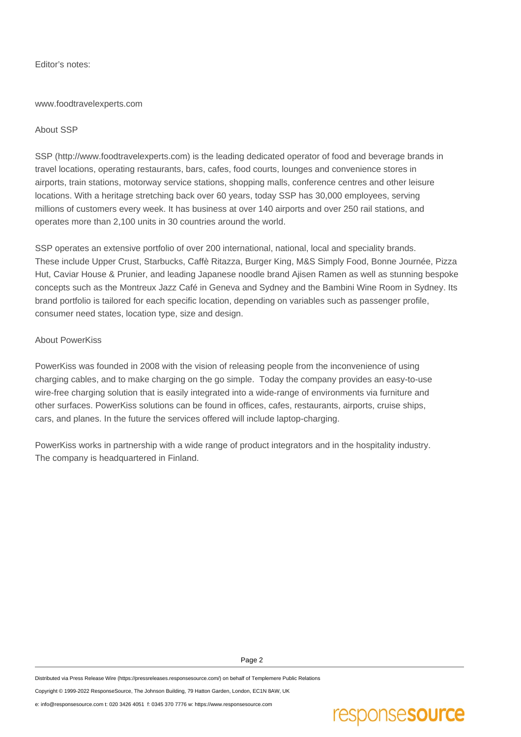Editor's notes:

www.foodtravelexperts.com

About SSP

SSP (http://www.foodtravelexperts.com) is the leading dedicated operator of food and beverage brands in travel locations, operating restaurants, bars, cafes, food courts, lounges and convenience stores in airports, train stations, motorway service stations, shopping malls, conference centres and other leisure locations. With a heritage stretching back over 60 years, today SSP has 30,000 employees, serving millions of customers every week. It has business at over 140 airports and over 250 rail stations, and operates more than 2,100 units in 30 countries around the world.

SSP operates an extensive portfolio of over 200 international, national, local and speciality brands. These include Upper Crust, Starbucks, Caffè Ritazza, Burger King, M&S Simply Food, Bonne Journée, Pizza Hut, Caviar House & Prunier, and leading Japanese noodle brand Ajisen Ramen as well as stunning bespoke concepts such as the Montreux Jazz Café in Geneva and Sydney and the Bambini Wine Room in Sydney. Its brand portfolio is tailored for each specific location, depending on variables such as passenger profile, consumer need states, location type, size and design.

About PowerKiss

PowerKiss was founded in 2008 with the vision of releasing people from the inconvenience of using charging cables, and to make charging on the go simple. Today the company provides an easy-to-use wire-free charging solution that is easily integrated into a wide-range of environments via furniture and other surfaces. PowerKiss solutions can be found in offices, cafes, restaurants, airports, cruise ships, cars, and planes. In the future the services offered will include laptop-charging.

PowerKiss works in partnership with a wide range of product integrators and in the hospitality industry. The company is headquartered in Finland.